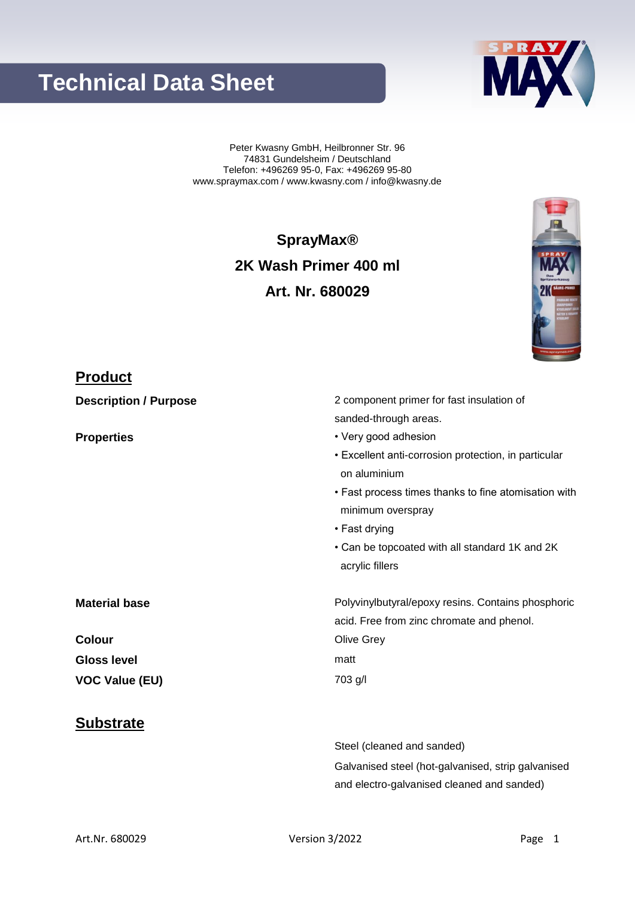# Technical Data Sheet

Peter Kwasny GmbH, Heilbronner Str. 96
74831 Gundelsheim / Deutschland
Telefon: +496269 95-0, Fax: +496269 95-80
www.spraymax.com / www.kwasny.com / info@kwasny.de

**SprayMax®**

**2K Wash Primer 400 ml**

**Art. Nr. 680029**

## Product

| | |
|---|---|
| **Description / Purpose** | 2 component primer for fast insulation of sanded-through areas. |
| **Properties** | • Very good adhesion<br>• Excellent anti-corrosion protection, in particular on aluminium<br>• Fast process times thanks to fine atomisation with minimum overspray<br>• Fast drying<br>• Can be topcoated with all standard 1K and 2K acrylic fillers |
| **Material base** | Polyvinylbutyral/epoxy resins. Contains phosphoric acid. Free from zinc chromate and phenol. |
| **Colour** | Olive Grey |
| **Gloss level** | matt |
| **VOC Value (EU)** | 703 g/l |

## Substrate

Steel (cleaned and sanded)

Galvanised steel (hot-galvanised, strip galvanised and electro-galvanised cleaned and sanded)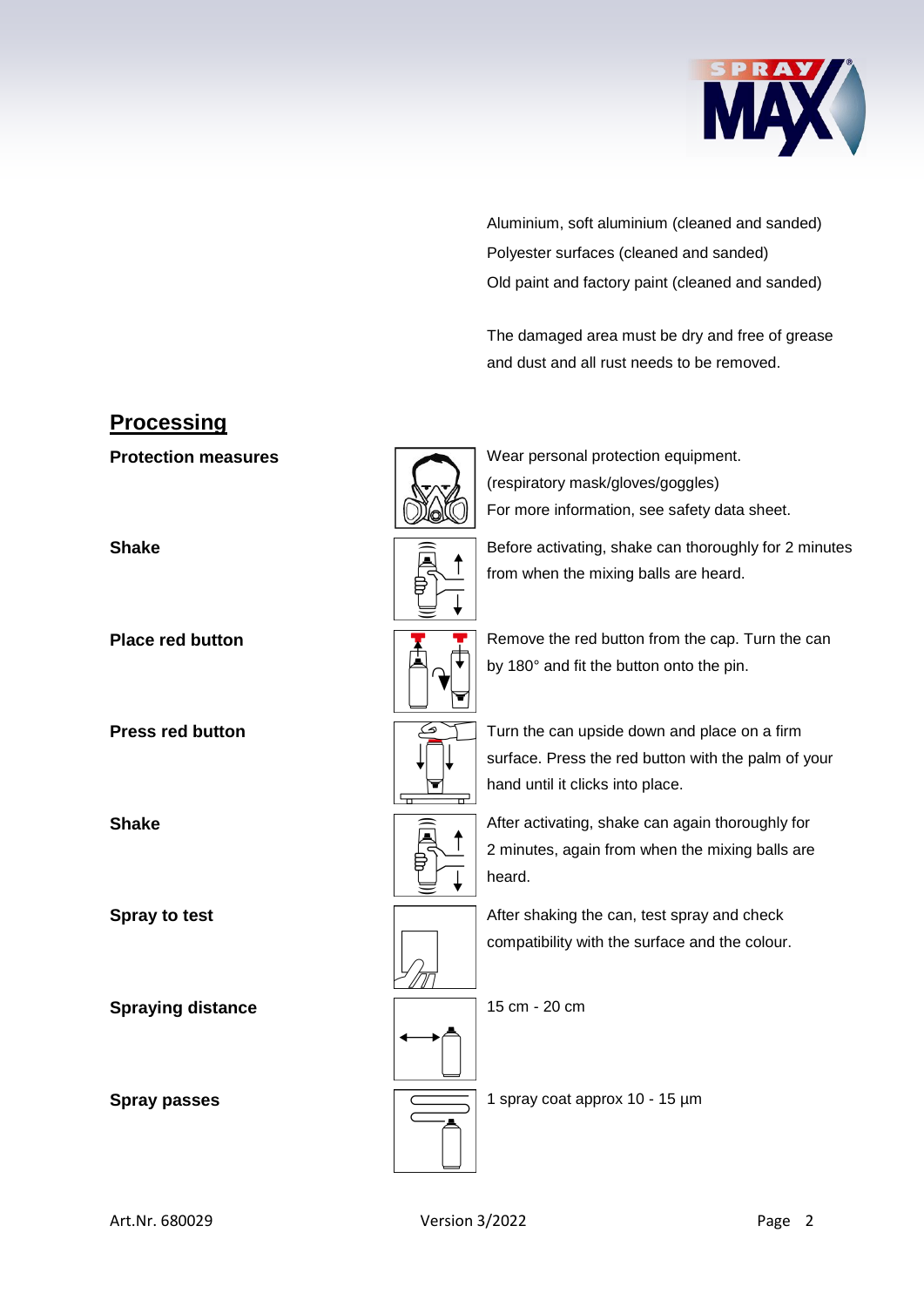Aluminium, soft aluminium (cleaned and sanded)
Polyester surfaces (cleaned and sanded)
Old paint and factory paint (cleaned and sanded)

The damaged area must be dry and free of grease and dust and all rust needs to be removed.

## Processing

**Protection measures**

Wear personal protection equipment. (respiratory mask/gloves/goggles) For more information, see safety data sheet.

**Shake**

Before activating, shake can thoroughly for 2 minutes from when the mixing balls are heard.

**Place red button**

Remove the red button from the cap. Turn the can by 180° and fit the button onto the pin.

**Press red button**

Turn the can upside down and place on a firm surface. Press the red button with the palm of your hand until it clicks into place.

**Shake**

After activating, shake can again thoroughly for 2 minutes, again from when the mixing balls are heard.

**Spray to test**

After shaking the can, test spray and check compatibility with the surface and the colour.

**Spraying distance**

15 cm - 20 cm

**Spray passes**

1 spray coat approx 10 - 15 µm

Art.Nr. 680029 Version 3/2022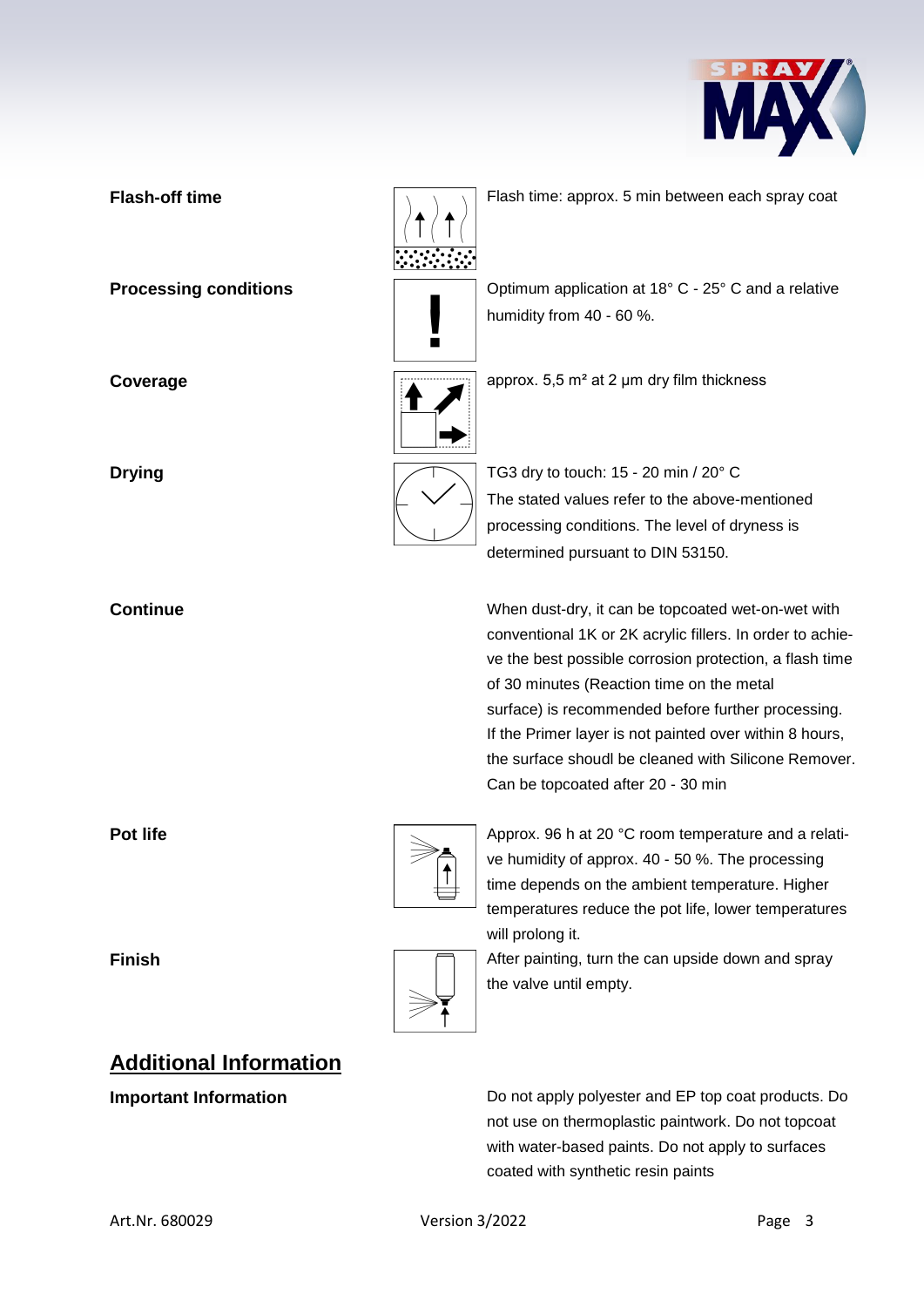**Flash-off time**

Flash time: approx. 5 min between each spray coat

**Processing conditions**

Optimum application at 18° C - 25° C and a relative humidity from 40 - 60 %.

**Coverage**

approx. 5,5 m² at 2 µm dry film thickness

**Drying**

TG3 dry to touch: 15 - 20 min / 20° C
The stated values refer to the above-mentioned processing conditions. The level of dryness is determined pursuant to DIN 53150.

**Continue**

When dust-dry, it can be topcoated wet-on-wet with conventional 1K or 2K acrylic fillers. In order to achieve the best possible corrosion protection, a flash time of 30 minutes (Reaction time on the metal surface) is recommended before further processing. If the Primer layer is not painted over within 8 hours, the surface shoudl be cleaned with Silicone Remover. Can be topcoated after 20 - 30 min

**Pot life**

Approx. 96 h at 20 °C room temperature and a relative humidity of approx. 40 - 50 %. The processing time depends on the ambient temperature. Higher temperatures reduce the pot life, lower temperatures will prolong it.

**Finish**

After painting, turn the can upside down and spray the valve until empty.

## Additional Information

**Important Information**

Do not apply polyester and EP top coat products. Do not use on thermoplastic paintwork. Do not topcoat with water-based paints. Do not apply to surfaces coated with synthetic resin paints

Art.Nr. 680029 Version 3/2022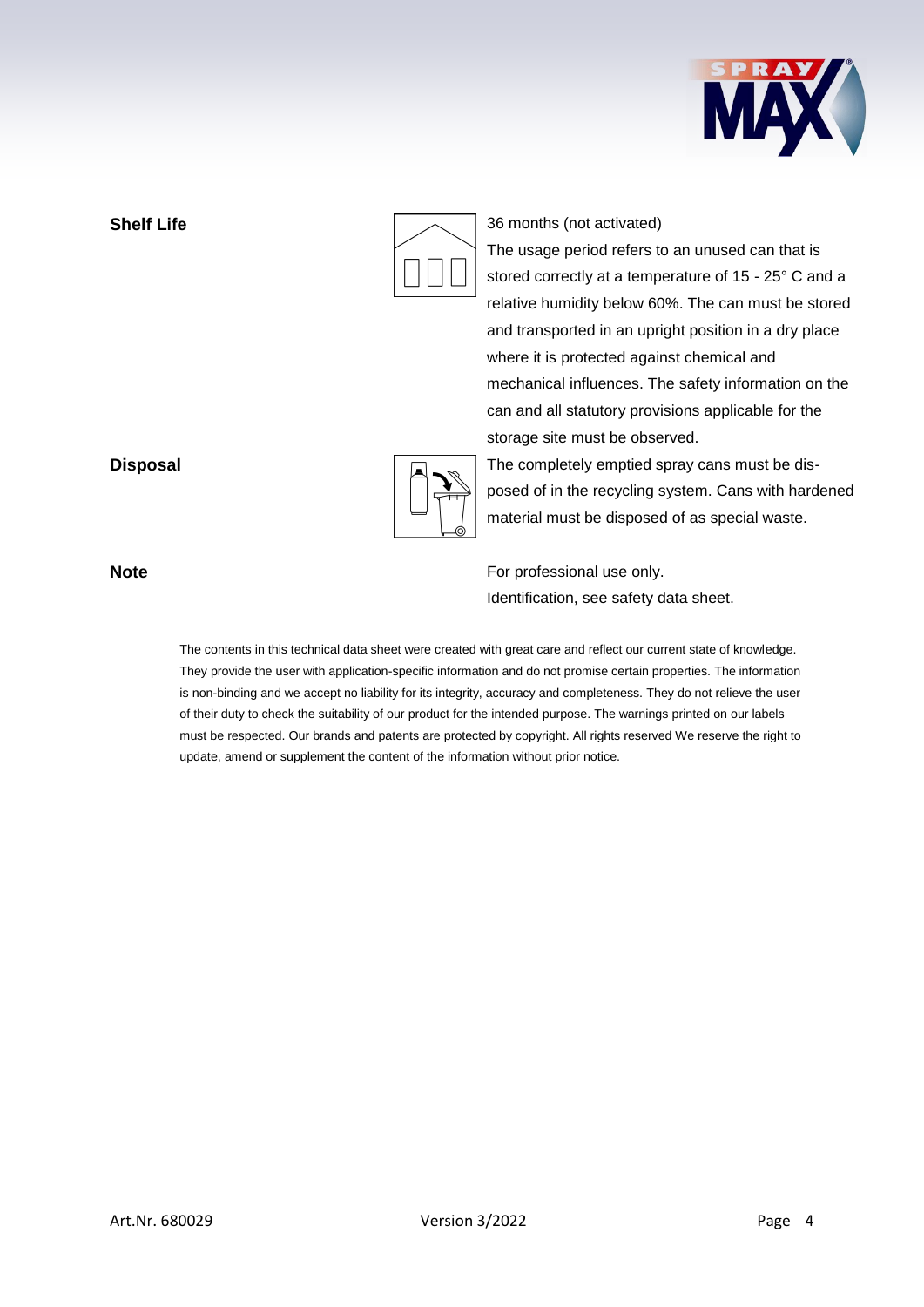**Shelf Life**

36 months (not activated)
The usage period refers to an unused can that is stored correctly at a temperature of 15 - 25° C and a relative humidity below 60%. The can must be stored and transported in an upright position in a dry place where it is protected against chemical and mechanical influences. The safety information on the can and all statutory provisions applicable for the storage site must be observed.

**Disposal**

The completely emptied spray cans must be disposed of in the recycling system. Cans with hardened material must be disposed of as special waste.

**Note**

For professional use only.
Identification, see safety data sheet.

The contents in this technical data sheet were created with great care and reflect our current state of knowledge. They provide the user with application-specific information and do not promise certain properties. The information is non-binding and we accept no liability for its integrity, accuracy and completeness. They do not relieve the user of their duty to check the suitability of our product for the intended purpose. The warnings printed on our labels must be respected. Our brands and patents are protected by copyright. All rights reserved We reserve the right to update, amend or supplement the content of the information without prior notice.